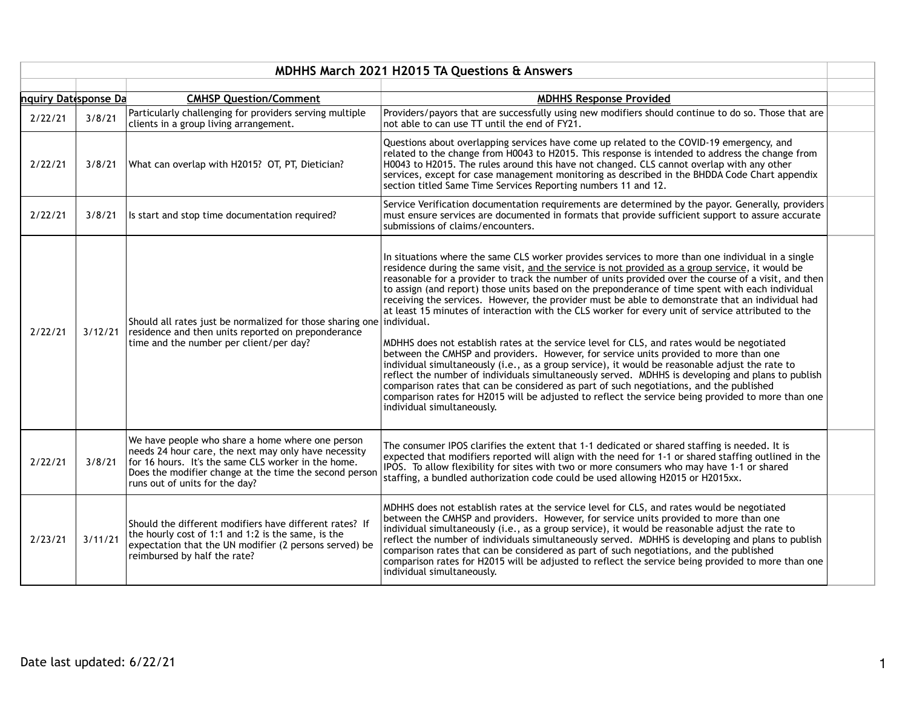# MDHHS March 2021 H2015 TA Questions & Answers

| Inquiry Date | Response Date | CMHSP Question/Comment | MDHHS Response Provided |
|---|---|---|---|
| 2/22/21 | 3/8/21 | Particularly challenging for providers serving multiple clients in a group living arrangement. | Providers/payors that are successfully using new modifiers should continue to do so. Those that are not able to can use TT until the end of FY21. |
| 2/22/21 | 3/8/21 | What can overlap with H2015? OT, PT, Dietician? | Questions about overlapping services have come up related to the COVID-19 emergency, and related to the change from H0043 to H2015. This response is intended to address the change from H0043 to H2015. The rules around this have not changed. CLS cannot overlap with any other services, except for case management monitoring as described in the BHDDA Code Chart appendix section titled Same Time Services Reporting numbers 11 and 12. |
| 2/22/21 | 3/8/21 | Is start and stop time documentation required? | Service Verification documentation requirements are determined by the payor. Generally, providers must ensure services are documented in formats that provide sufficient support to assure accurate submissions of claims/encounters. |
| 2/22/21 | 3/12/21 | Should all rates just be normalized for those sharing one residence and then units reported on preponderance time and the number per client/per day? | In situations where the same CLS worker provides services to more than one individual in a single residence during the same visit, <u>and the service is not provided as a group service</u>, it would be reasonable for a provider to track the number of units provided over the course of a visit, and then to assign (and report) those units based on the preponderance of time spent with each individual receiving the services. However, the provider must be able to demonstrate that an individual had at least 15 minutes of interaction with the CLS worker for every unit of service attributed to the individual.<br><br>MDHHS does not establish rates at the service level for CLS, and rates would be negotiated between the CMHSP and providers. However, for service units provided to more than one individual simultaneously (i.e., as a group service), it would be reasonable adjust the rate to reflect the number of individuals simultaneously served. MDHHS is developing and plans to publish comparison rates that can be considered as part of such negotiations, and the published comparison rates for H2015 will be adjusted to reflect the service being provided to more than one individual simultaneously. |
| 2/22/21 | 3/8/21 | We have people who share a home where one person needs 24 hour care, the next may only have necessity for 16 hours. It's the same CLS worker in the home. Does the modifier change at the time the second person runs out of units for the day? | The consumer IPOS clarifies the extent that 1-1 dedicated or shared staffing is needed. It is expected that modifiers reported will align with the need for 1-1 or shared staffing outlined in the IPOS. To allow flexibility for sites with two or more consumers who may have 1-1 or shared staffing, a bundled authorization code could be used allowing H2015 or H2015xx. |
| 2/23/21 | 3/11/21 | Should the different modifiers have different rates? If the hourly cost of 1:1 and 1:2 is the same, is the expectation that the UN modifier (2 persons served) be reimbursed by half the rate? | MDHHS does not establish rates at the service level for CLS, and rates would be negotiated between the CMHSP and providers. However, for service units provided to more than one individual simultaneously (i.e., as a group service), it would be reasonable adjust the rate to reflect the number of individuals simultaneously served. MDHHS is developing and plans to publish comparison rates that can be considered as part of such negotiations, and the published comparison rates for H2015 will be adjusted to reflect the service being provided to more than one individual simultaneously. |

Date last updated: 6/22/21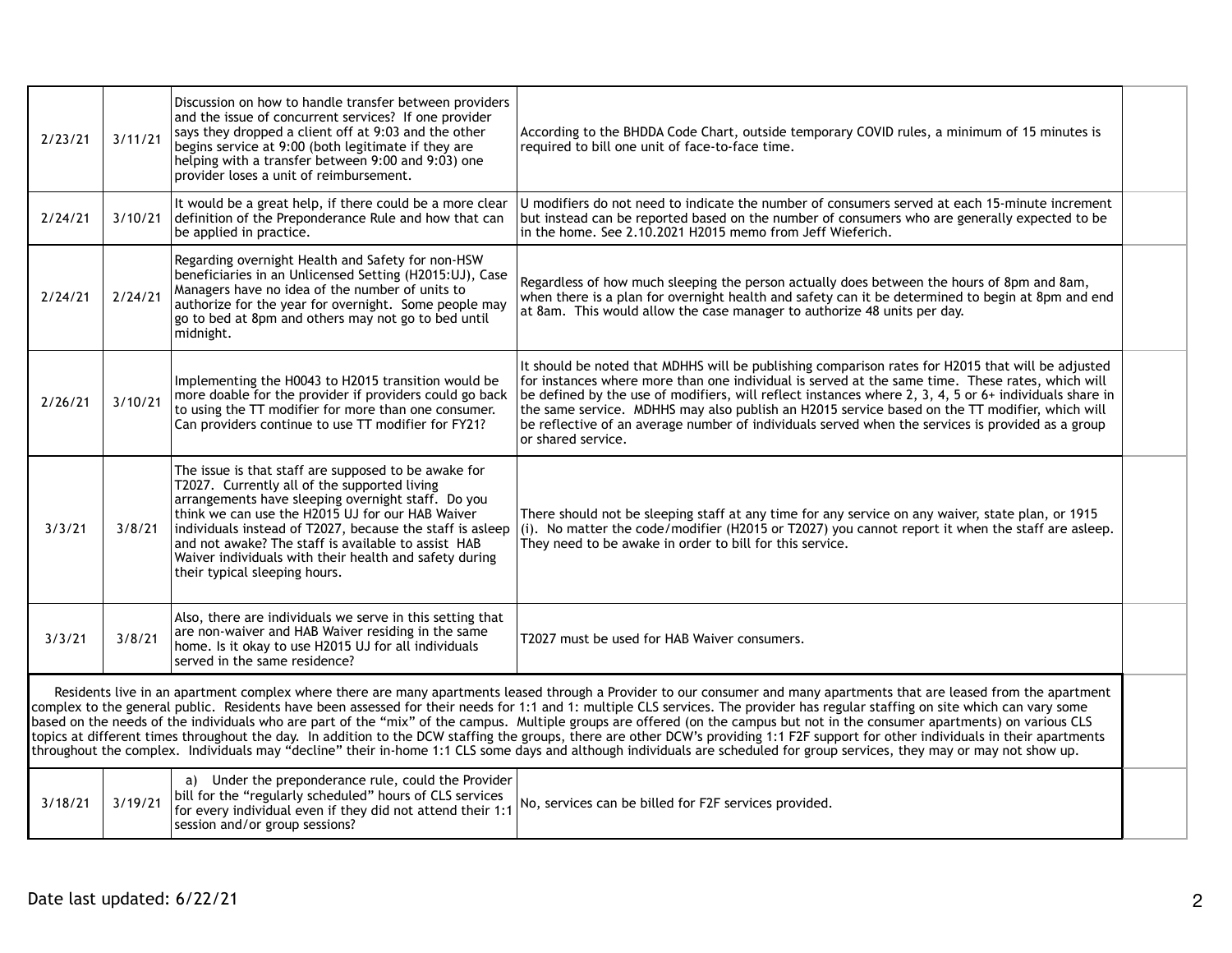| | | | | |
|---|---|---|---|---|
| 2/23/21 | 3/11/21 | Discussion on how to handle transfer between providers and the issue of concurrent services? If one provider says they dropped a client off at 9:03 and the other begins service at 9:00 (both legitimate if they are helping with a transfer between 9:00 and 9:03) one provider loses a unit of reimbursement. | According to the BHDDA Code Chart, outside temporary COVID rules, a minimum of 15 minutes is required to bill one unit of face-to-face time. | |
| 2/24/21 | 3/10/21 | It would be a great help, if there could be a more clear definition of the Preponderance Rule and how that can be applied in practice. | U modifiers do not need to indicate the number of consumers served at each 15-minute increment but instead can be reported based on the number of consumers who are generally expected to be in the home. See 2.10.2021 H2015 memo from Jeff Wieferich. | |
| 2/24/21 | 2/24/21 | Regarding overnight Health and Safety for non-HSW beneficiaries in an Unlicensed Setting (H2015:UJ), Case Managers have no idea of the number of units to authorize for the year for overnight. Some people may go to bed at 8pm and others may not go to bed until midnight. | Regardless of how much sleeping the person actually does between the hours of 8pm and 8am, when there is a plan for overnight health and safety can it be determined to begin at 8pm and end at 8am. This would allow the case manager to authorize 48 units per day. | |
| 2/26/21 | 3/10/21 | Implementing the H0043 to H2015 transition would be more doable for the provider if providers could go back to using the TT modifier for more than one consumer. Can providers continue to use TT modifier for FY21? | It should be noted that MDHHS will be publishing comparison rates for H2015 that will be adjusted for instances where more than one individual is served at the same time. These rates, which will be defined by the use of modifiers, will reflect instances where 2, 3, 4, 5 or 6+ individuals share in the same service. MDHHS may also publish an H2015 service based on the TT modifier, which will be reflective of an average number of individuals served when the services is provided as a group or shared service. | |
| 3/3/21 | 3/8/21 | The issue is that staff are supposed to be awake for T2027. Currently all of the supported living arrangements have sleeping overnight staff. Do you think we can use the H2015 UJ for our HAB Waiver individuals instead of T2027, because the staff is asleep and not awake? The staff is available to assist HAB Waiver individuals with their health and safety during their typical sleeping hours. | There should not be sleeping staff at any time for any service on any waiver, state plan, or 1915 (i). No matter the code/modifier (H2015 or T2027) you cannot report it when the staff are asleep. They need to be awake in order to bill for this service. | |
| 3/3/21 | 3/8/21 | Also, there are individuals we serve in this setting that are non-waiver and HAB Waiver residing in the same home. Is it okay to use H2015 UJ for all individuals served in the same residence? | T2027 must be used for HAB Waiver consumers. | |
| Residents live in an apartment complex where there are many apartments leased through a Provider to our consumer and many apartments that are leased from the apartment complex to the general public. Residents have been assessed for their needs for 1:1 and 1: multiple CLS services. The provider has regular staffing on site which can vary some based on the needs of the individuals who are part of the "mix" of the campus. Multiple groups are offered (on the campus but not in the consumer apartments) on various CLS topics at different times throughout the day. In addition to the DCW staffing the groups, there are other DCW's providing 1:1 F2F support for other individuals in their apartments throughout the complex. Individuals may "decline" their in-home 1:1 CLS some days and although individuals are scheduled for group services, they may or may not show up. | | | | |
| 3/18/21 | 3/19/21 | a) Under the preponderance rule, could the Provider bill for the "regularly scheduled" hours of CLS services for every individual even if they did not attend their 1:1 session and/or group sessions? | No, services can be billed for F2F services provided. | |

Date last updated: 6/22/21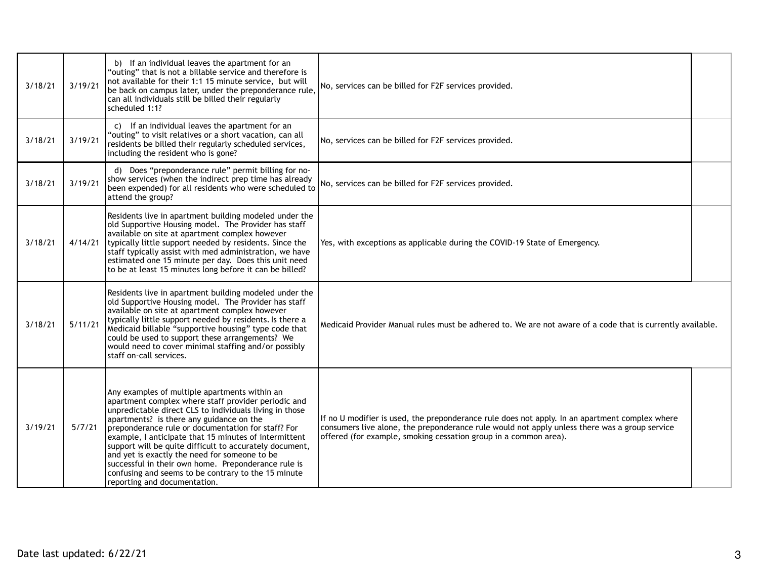| | | | | |
|---|---|---|---|---|
| 3/18/21 | 3/19/21 | b) If an individual leaves the apartment for an "outing" that is not a billable service and therefore is not available for their 1:1 15 minute service, but will be back on campus later, under the preponderance rule, can all individuals still be billed their regularly scheduled 1:1? | No, services can be billed for F2F services provided. | |
| 3/18/21 | 3/19/21 | c) If an individual leaves the apartment for an "outing" to visit relatives or a short vacation, can all residents be billed their regularly scheduled services, including the resident who is gone? | No, services can be billed for F2F services provided. | |
| 3/18/21 | 3/19/21 | d) Does "preponderance rule" permit billing for no-show services (when the indirect prep time has already been expended) for all residents who were scheduled to attend the group? | No, services can be billed for F2F services provided. | |
| 3/18/21 | 4/14/21 | Residents live in apartment building modeled under the old Supportive Housing model. The Provider has staff available on site at apartment complex however typically little support needed by residents. Since the staff typically assist with med administration, we have estimated one 15 minute per day. Does this unit need to be at least 15 minutes long before it can be billed? | Yes, with exceptions as applicable during the COVID-19 State of Emergency. | |
| 3/18/21 | 5/11/21 | Residents live in apartment building modeled under the old Supportive Housing model. The Provider has staff available on site at apartment complex however typically little support needed by residents. Is there a Medicaid billable "supportive housing" type code that could be used to support these arrangements? We would need to cover minimal staffing and/or possibly staff on-call services. | Medicaid Provider Manual rules must be adhered to. We are not aware of a code that is currently available. | |
| 3/19/21 | 5/7/21 | Any examples of multiple apartments within an apartment complex where staff provider periodic and unpredictable direct CLS to individuals living in those apartments? is there any guidance on the preponderance rule or documentation for staff? For example, I anticipate that 15 minutes of intermittent support will be quite difficult to accurately document, and yet is exactly the need for someone to be successful in their own home. Preponderance rule is confusing and seems to be contrary to the 15 minute reporting and documentation. | If no U modifier is used, the preponderance rule does not apply. In an apartment complex where consumers live alone, the preponderance rule would not apply unless there was a group service offered (for example, smoking cessation group in a common area). | |

Date last updated: 6/22/21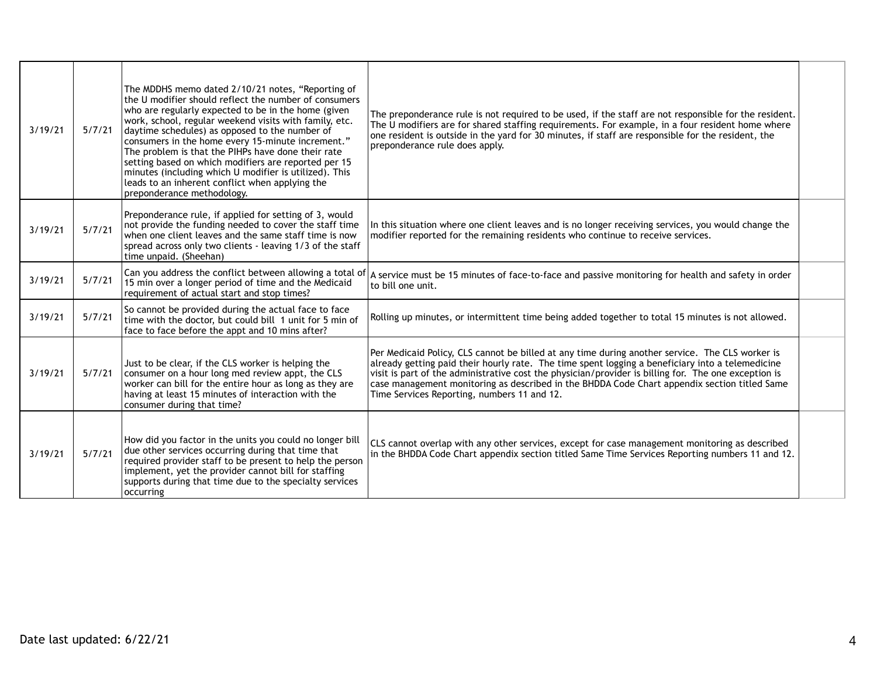| | | | | |
|---|---|---|---|---|
| 3/19/21 | 5/7/21 | The MDDHS memo dated 2/10/21 notes, "Reporting of the U modifier should reflect the number of consumers who are regularly expected to be in the home (given work, school, regular weekend visits with family, etc. daytime schedules) as opposed to the number of consumers in the home every 15-minute increment." The problem is that the PIHPs have done their rate setting based on which modifiers are reported per 15 minutes (including which U modifier is utilized). This leads to an inherent conflict when applying the preponderance methodology. | The preponderance rule is not required to be used, if the staff are not responsible for the resident. The U modifiers are for shared staffing requirements. For example, in a four resident home where one resident is outside in the yard for 30 minutes, if staff are responsible for the resident, the preponderance rule does apply. | |
| 3/19/21 | 5/7/21 | Preponderance rule, if applied for setting of 3, would not provide the funding needed to cover the staff time when one client leaves and the same staff time is now spread across only two clients - leaving 1/3 of the staff time unpaid. (Sheehan) | In this situation where one client leaves and is no longer receiving services, you would change the modifier reported for the remaining residents who continue to receive services. | |
| 3/19/21 | 5/7/21 | Can you address the conflict between allowing a total of 15 min over a longer period of time and the Medicaid requirement of actual start and stop times? | A service must be 15 minutes of face-to-face and passive monitoring for health and safety in order to bill one unit. | |
| 3/19/21 | 5/7/21 | So cannot be provided during the actual face to face time with the doctor, but could bill 1 unit for 5 min of face to face before the appt and 10 mins after? | Rolling up minutes, or intermittent time being added together to total 15 minutes is not allowed. | |
| 3/19/21 | 5/7/21 | Just to be clear, if the CLS worker is helping the consumer on a hour long med review appt, the CLS worker can bill for the entire hour as long as they are having at least 15 minutes of interaction with the consumer during that time? | Per Medicaid Policy, CLS cannot be billed at any time during another service. The CLS worker is already getting paid their hourly rate. The time spent logging a beneficiary into a telemedicine visit is part of the administrative cost the physician/provider is billing for. The one exception is case management monitoring as described in the BHDDA Code Chart appendix section titled Same Time Services Reporting, numbers 11 and 12. | |
| 3/19/21 | 5/7/21 | How did you factor in the units you could no longer bill due other services occurring during that time that required provider staff to be present to help the person implement, yet the provider cannot bill for staffing supports during that time due to the specialty services occurring | CLS cannot overlap with any other services, except for case management monitoring as described in the BHDDA Code Chart appendix section titled Same Time Services Reporting numbers 11 and 12. | |

Date last updated: 6/22/21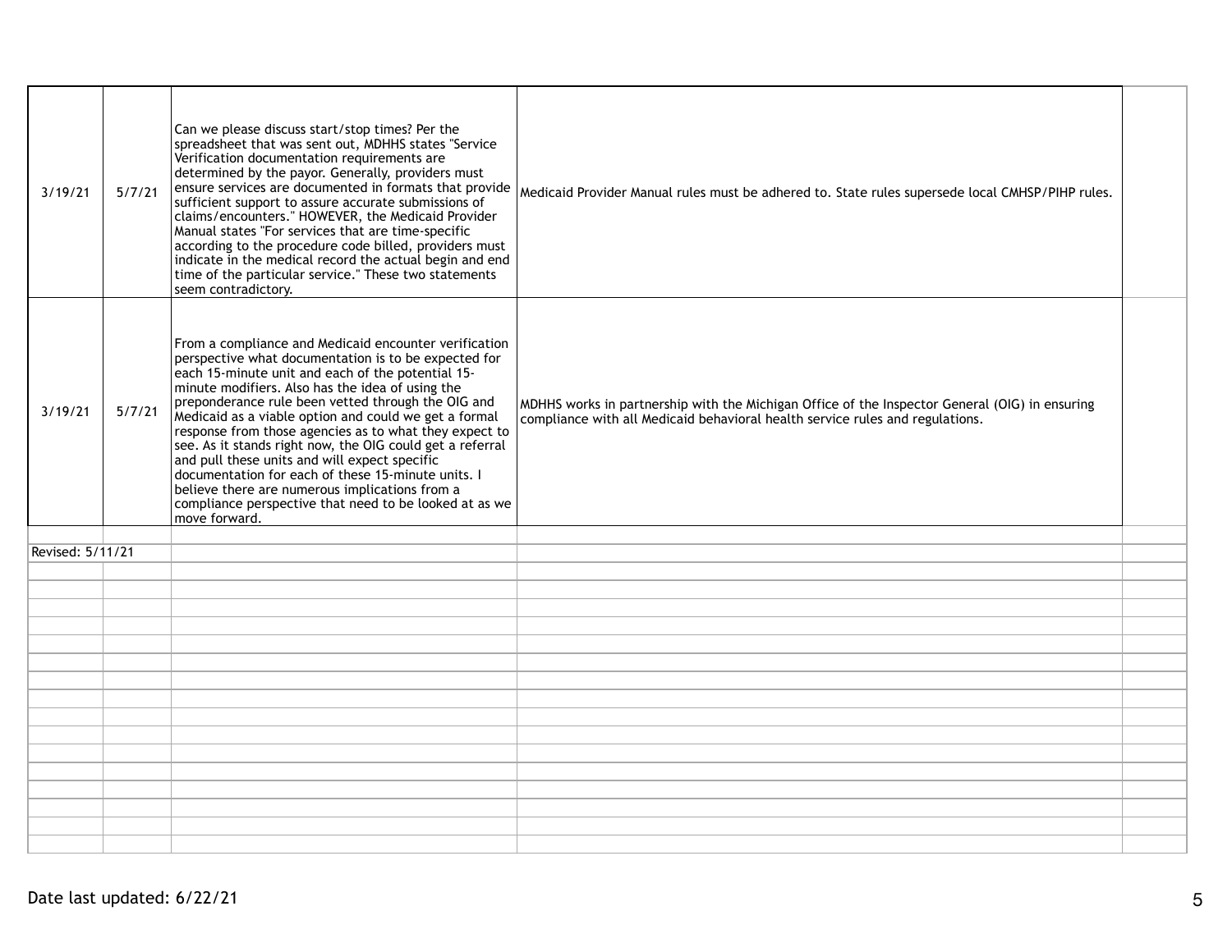| | | | | |
|---|---|---|---|---|
| 3/19/21 | 5/7/21 | Can we please discuss start/stop times? Per the spreadsheet that was sent out, MDHHS states "Service Verification documentation requirements are determined by the payor. Generally, providers must ensure services are documented in formats that provide sufficient support to assure accurate submissions of claims/encounters." HOWEVER, the Medicaid Provider Manual states "For services that are time-specific according to the procedure code billed, providers must indicate in the medical record the actual begin and end time of the particular service." These two statements seem contradictory. | Medicaid Provider Manual rules must be adhered to. State rules supersede local CMHSP/PIHP rules. | |
| 3/19/21 | 5/7/21 | From a compliance and Medicaid encounter verification perspective what documentation is to be expected for each 15-minute unit and each of the potential 15-minute modifiers. Also has the idea of using the preponderance rule been vetted through the OIG and Medicaid as a viable option and could we get a formal response from those agencies as to what they expect to see. As it stands right now, the OIG could get a referral and pull these units and will expect specific documentation for each of these 15-minute units. I believe there are numerous implications from a compliance perspective that need to be looked at as we move forward. | MDHHS works in partnership with the Michigan Office of the Inspector General (OIG) in ensuring compliance with all Medicaid behavioral health service rules and regulations. | |
| Revised: 5/11/21 | | | | |

Date last updated: 6/22/21